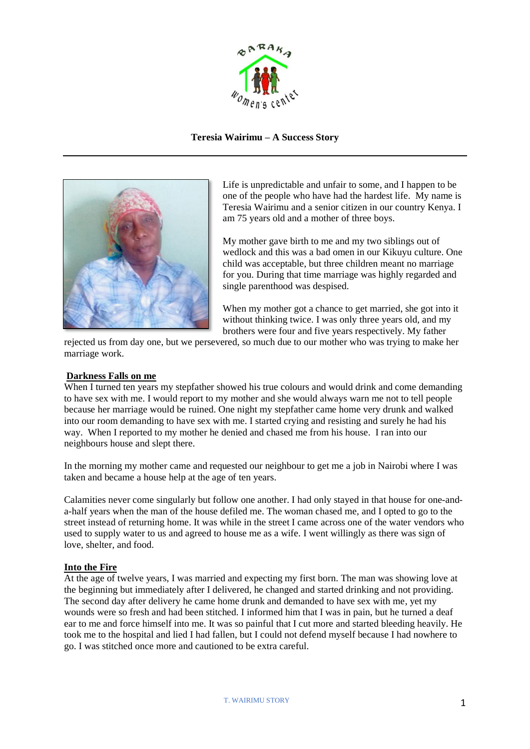# Teresia Wairimu – A Success Story

Life is unpredictable and unfair to some, and I happen to be one of the people who have had the hardest life. My name is Teresia Wairimu and a senior citizen in our country Kenya. I am 75 years old and a mother of three boys.

My mother gave birth to me and my two siblings out of wedlock and this was a bad omen in our Kikuyu culture. One child was acceptable, but three children meant no marriage for you. During that time marriage was highly regarded and single parenthood was despised.

When my mother got a chance to get married, she got into it without thinking twice. I was only three years old, and my brothers were four and five years respectively. My father rejected us from day one, but we persevered, so much due to our mother who was trying to make her marriage work.

## Darkness Falls on me

When I turned ten years my stepfather showed his true colours and would drink and come demanding to have sex with me. I would report to my mother and she would always warn me not to tell people because her marriage would be ruined. One night my stepfather came home very drunk and walked into our room demanding to have sex with me. I started crying and resisting and surely he had his way. When I reported to my mother he denied and chased me from his house. I ran into our neighbours house and slept there.

In the morning my mother came and requested our neighbour to get me a job in Nairobi where I was taken and became a house help at the age of ten years.

Calamities never come singularly but follow one another. I had only stayed in that house for one-and-a-half years when the man of the house defiled me. The woman chased me, and I opted to go to the street instead of returning home. It was while in the street I came across one of the water vendors who used to supply water to us and agreed to house me as a wife. I went willingly as there was sign of love, shelter, and food.

## Into the Fire

At the age of twelve years, I was married and expecting my first born. The man was showing love at the beginning but immediately after I delivered, he changed and started drinking and not providing. The second day after delivery he came home drunk and demanded to have sex with me, yet my wounds were so fresh and had been stitched. I informed him that I was in pain, but he turned a deaf ear to me and force himself into me. It was so painful that I cut more and started bleeding heavily. He took me to the hospital and lied I had fallen, but I could not defend myself because I had nowhere to go. I was stitched once more and cautioned to be extra careful.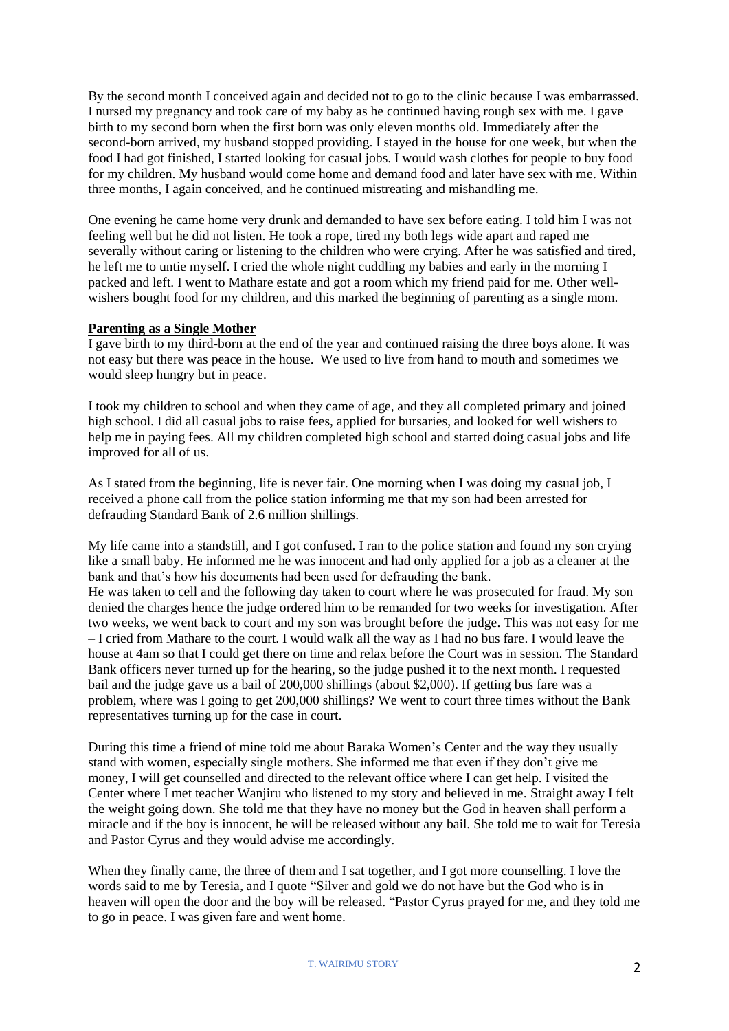By the second month I conceived again and decided not to go to the clinic because I was embarrassed. I nursed my pregnancy and took care of my baby as he continued having rough sex with me. I gave birth to my second born when the first born was only eleven months old. Immediately after the second-born arrived, my husband stopped providing. I stayed in the house for one week, but when the food I had got finished, I started looking for casual jobs. I would wash clothes for people to buy food for my children. My husband would come home and demand food and later have sex with me. Within three months, I again conceived, and he continued mistreating and mishandling me.

One evening he came home very drunk and demanded to have sex before eating. I told him I was not feeling well but he did not listen. He took a rope, tired my both legs wide apart and raped me severally without caring or listening to the children who were crying. After he was satisfied and tired, he left me to untie myself. I cried the whole night cuddling my babies and early in the morning I packed and left. I went to Mathare estate and got a room which my friend paid for me. Other well-wishers bought food for my children, and this marked the beginning of parenting as a single mom.

## Parenting as a Single Mother

I gave birth to my third-born at the end of the year and continued raising the three boys alone. It was not easy but there was peace in the house. We used to live from hand to mouth and sometimes we would sleep hungry but in peace.

I took my children to school and when they came of age, and they all completed primary and joined high school. I did all casual jobs to raise fees, applied for bursaries, and looked for well wishers to help me in paying fees. All my children completed high school and started doing casual jobs and life improved for all of us.

As I stated from the beginning, life is never fair. One morning when I was doing my casual job, I received a phone call from the police station informing me that my son had been arrested for defrauding Standard Bank of 2.6 million shillings.

My life came into a standstill, and I got confused. I ran to the police station and found my son crying like a small baby. He informed me he was innocent and had only applied for a job as a cleaner at the bank and that's how his documents had been used for defrauding the bank.
He was taken to cell and the following day taken to court where he was prosecuted for fraud. My son denied the charges hence the judge ordered him to be remanded for two weeks for investigation. After two weeks, we went back to court and my son was brought before the judge. This was not easy for me – I cried from Mathare to the court. I would walk all the way as I had no bus fare. I would leave the house at 4am so that I could get there on time and relax before the Court was in session. The Standard Bank officers never turned up for the hearing, so the judge pushed it to the next month. I requested bail and the judge gave us a bail of 200,000 shillings (about $2,000). If getting bus fare was a problem, where was I going to get 200,000 shillings? We went to court three times without the Bank representatives turning up for the case in court.

During this time a friend of mine told me about Baraka Women's Center and the way they usually stand with women, especially single mothers. She informed me that even if they don't give me money, I will get counselled and directed to the relevant office where I can get help. I visited the Center where I met teacher Wanjiru who listened to my story and believed in me. Straight away I felt the weight going down. She told me that they have no money but the God in heaven shall perform a miracle and if the boy is innocent, he will be released without any bail. She told me to wait for Teresia and Pastor Cyrus and they would advise me accordingly.

When they finally came, the three of them and I sat together, and I got more counselling. I love the words said to me by Teresia, and I quote "Silver and gold we do not have but the God who is in heaven will open the door and the boy will be released. "Pastor Cyrus prayed for me, and they told me to go in peace. I was given fare and went home.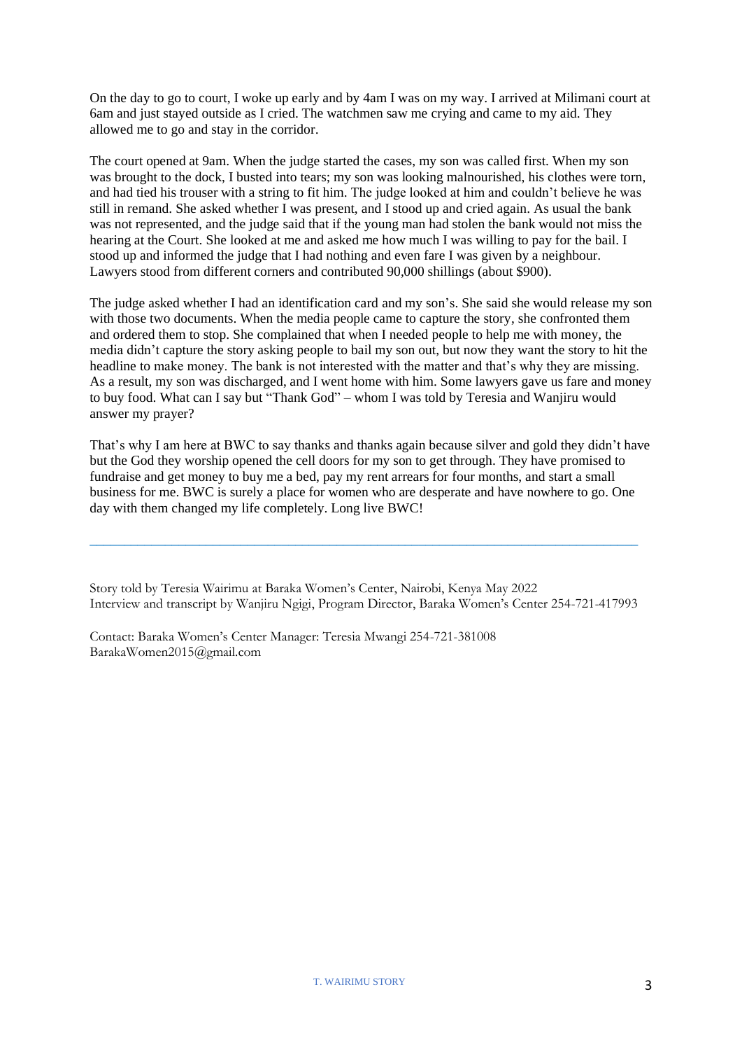On the day to go to court, I woke up early and by 4am I was on my way. I arrived at Milimani court at 6am and just stayed outside as I cried. The watchmen saw me crying and came to my aid. They allowed me to go and stay in the corridor.

The court opened at 9am. When the judge started the cases, my son was called first. When my son was brought to the dock, I busted into tears; my son was looking malnourished, his clothes were torn, and had tied his trouser with a string to fit him. The judge looked at him and couldn't believe he was still in remand. She asked whether I was present, and I stood up and cried again. As usual the bank was not represented, and the judge said that if the young man had stolen the bank would not miss the hearing at the Court. She looked at me and asked me how much I was willing to pay for the bail. I stood up and informed the judge that I had nothing and even fare I was given by a neighbour. Lawyers stood from different corners and contributed 90,000 shillings (about $900).

The judge asked whether I had an identification card and my son's. She said she would release my son with those two documents. When the media people came to capture the story, she confronted them and ordered them to stop. She complained that when I needed people to help me with money, the media didn't capture the story asking people to bail my son out, but now they want the story to hit the headline to make money. The bank is not interested with the matter and that's why they are missing. As a result, my son was discharged, and I went home with him. Some lawyers gave us fare and money to buy food. What can I say but "Thank God" – whom I was told by Teresia and Wanjiru would answer my prayer?

That's why I am here at BWC to say thanks and thanks again because silver and gold they didn't have but the God they worship opened the cell doors for my son to get through. They have promised to fundraise and get money to buy me a bed, pay my rent arrears for four months, and start a small business for me. BWC is surely a place for women who are desperate and have nowhere to go. One day with them changed my life completely. Long live BWC!

---

Story told by Teresia Wairimu at Baraka Women's Center, Nairobi, Kenya May 2022
Interview and transcript by Wanjiru Ngigi, Program Director, Baraka Women's Center 254-721-417993

Contact: Baraka Women's Center Manager: Teresia Mwangi 254-721-381008
BarakaWomen2015@gmail.com